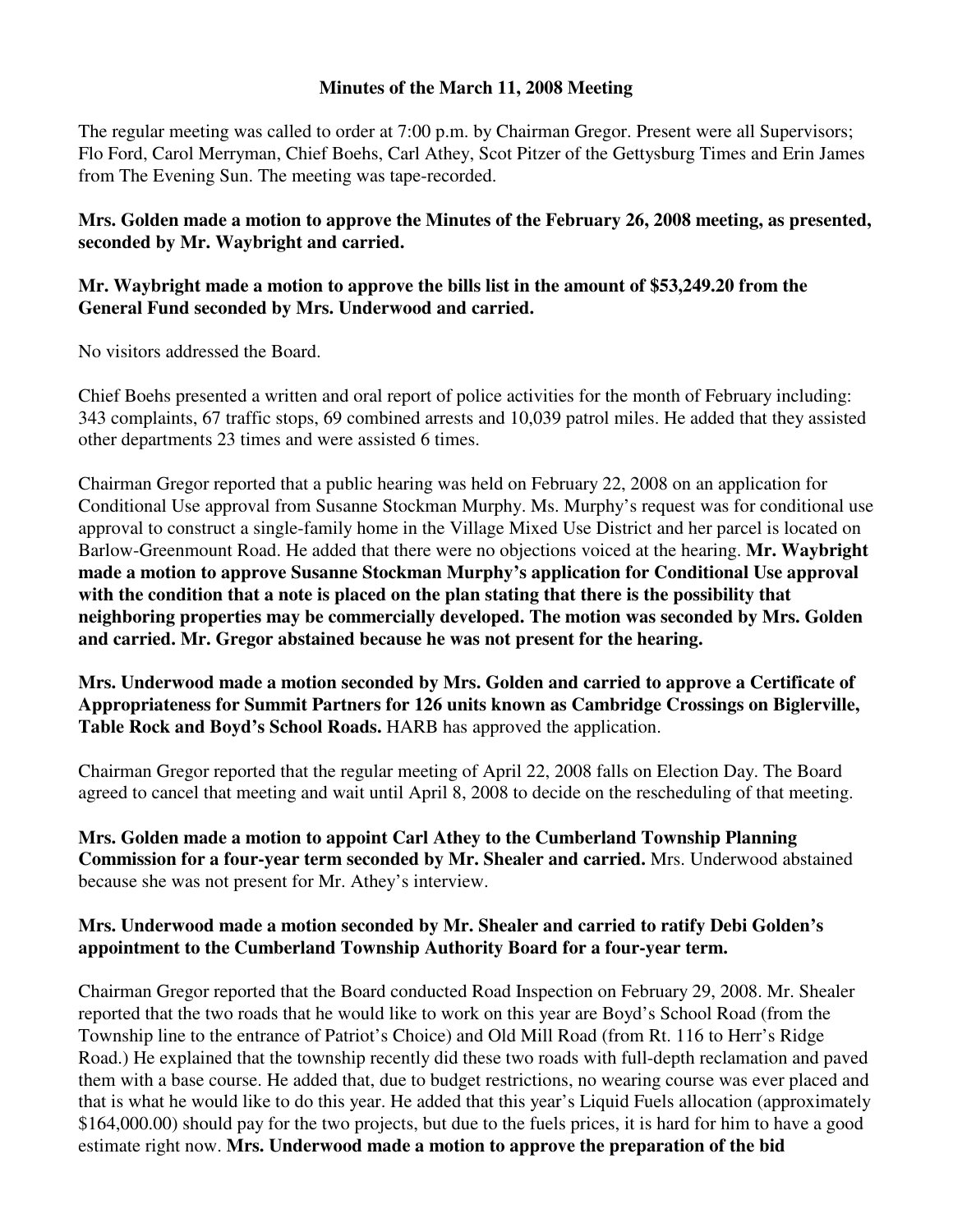# Minutes of the March 11, 2008 Meeting

The regular meeting was called to order at 7:00 p.m. by Chairman Gregor. Present were all Supervisors; Flo Ford, Carol Merryman, Chief Boehs, Carl Athey, Scot Pitzer of the Gettysburg Times and Erin James from The Evening Sun. The meeting was tape-recorded.

**Mrs. Golden made a motion to approve the Minutes of the February 26, 2008 meeting, as presented, seconded by Mr. Waybright and carried.**

**Mr. Waybright made a motion to approve the bills list in the amount of $53,249.20 from the General Fund seconded by Mrs. Underwood and carried.**

No visitors addressed the Board.

Chief Boehs presented a written and oral report of police activities for the month of February including: 343 complaints, 67 traffic stops, 69 combined arrests and 10,039 patrol miles. He added that they assisted other departments 23 times and were assisted 6 times.

Chairman Gregor reported that a public hearing was held on February 22, 2008 on an application for Conditional Use approval from Susanne Stockman Murphy. Ms. Murphy's request was for conditional use approval to construct a single-family home in the Village Mixed Use District and her parcel is located on Barlow-Greenmount Road. He added that there were no objections voiced at the hearing. **Mr. Waybright made a motion to approve Susanne Stockman Murphy's application for Conditional Use approval with the condition that a note is placed on the plan stating that there is the possibility that neighboring properties may be commercially developed. The motion was seconded by Mrs. Golden and carried. Mr. Gregor abstained because he was not present for the hearing.**

**Mrs. Underwood made a motion seconded by Mrs. Golden and carried to approve a Certificate of Appropriateness for Summit Partners for 126 units known as Cambridge Crossings on Biglerville, Table Rock and Boyd's School Roads.** HARB has approved the application.

Chairman Gregor reported that the regular meeting of April 22, 2008 falls on Election Day. The Board agreed to cancel that meeting and wait until April 8, 2008 to decide on the rescheduling of that meeting.

**Mrs. Golden made a motion to appoint Carl Athey to the Cumberland Township Planning Commission for a four-year term seconded by Mr. Shealer and carried.** Mrs. Underwood abstained because she was not present for Mr. Athey's interview.

**Mrs. Underwood made a motion seconded by Mr. Shealer and carried to ratify Debi Golden's appointment to the Cumberland Township Authority Board for a four-year term.**

Chairman Gregor reported that the Board conducted Road Inspection on February 29, 2008. Mr. Shealer reported that the two roads that he would like to work on this year are Boyd's School Road (from the Township line to the entrance of Patriot's Choice) and Old Mill Road (from Rt. 116 to Herr's Ridge Road.) He explained that the township recently did these two roads with full-depth reclamation and paved them with a base course. He added that, due to budget restrictions, no wearing course was ever placed and that is what he would like to do this year. He added that this year's Liquid Fuels allocation (approximately $164,000.00) should pay for the two projects, but due to the fuels prices, it is hard for him to have a good estimate right now. **Mrs. Underwood made a motion to approve the preparation of the bid**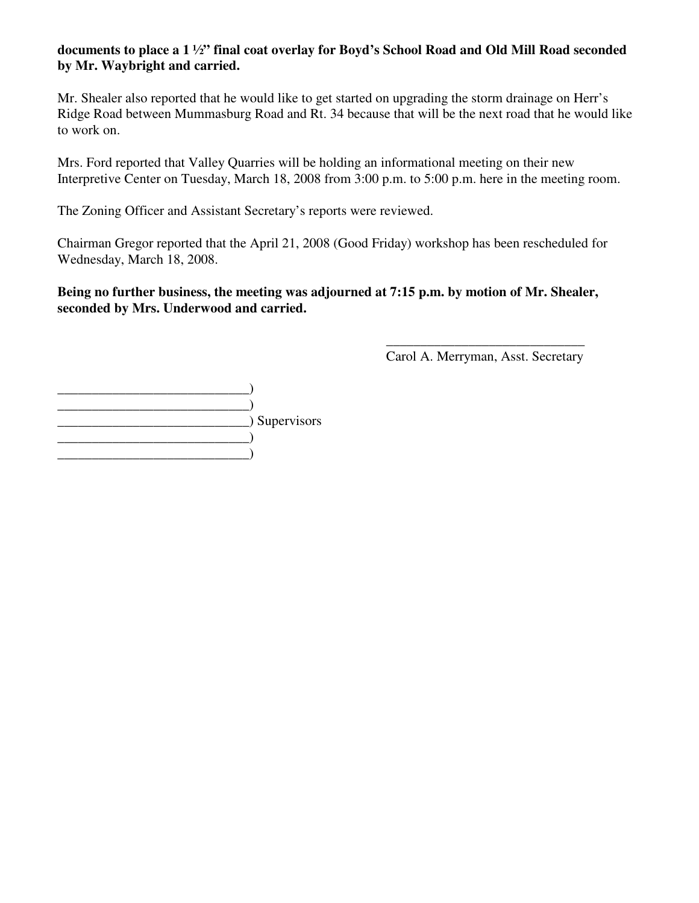**documents to place a 1 ½" final coat overlay for Boyd's School Road and Old Mill Road seconded by Mr. Waybright and carried.**

Mr. Shealer also reported that he would like to get started on upgrading the storm drainage on Herr's Ridge Road between Mummasburg Road and Rt. 34 because that will be the next road that he would like to work on.

Mrs. Ford reported that Valley Quarries will be holding an informational meeting on their new Interpretive Center on Tuesday, March 18, 2008 from 3:00 p.m. to 5:00 p.m. here in the meeting room.

The Zoning Officer and Assistant Secretary's reports were reviewed.

Chairman Gregor reported that the April 21, 2008 (Good Friday) workshop has been rescheduled for Wednesday, March 18, 2008.

**Being no further business, the meeting was adjourned at 7:15 p.m. by motion of Mr. Shealer, seconded by Mrs. Underwood and carried.**

\_\_\_\_\_\_\_\_\_\_\_\_\_\_\_\_\_\_\_\_\_\_\_\_\_\_\_\_\_\_
Carol A. Merryman, Asst. Secretary

\_\_\_\_\_\_\_\_\_\_\_\_\_\_\_\_\_\_\_\_\_\_\_\_\_\_\_\_\_\_)
\_\_\_\_\_\_\_\_\_\_\_\_\_\_\_\_\_\_\_\_\_\_\_\_\_\_\_\_\_\_)
\_\_\_\_\_\_\_\_\_\_\_\_\_\_\_\_\_\_\_\_\_\_\_\_\_\_\_\_\_\_) Supervisors
\_\_\_\_\_\_\_\_\_\_\_\_\_\_\_\_\_\_\_\_\_\_\_\_\_\_\_\_\_\_)
\_\_\_\_\_\_\_\_\_\_\_\_\_\_\_\_\_\_\_\_\_\_\_\_\_\_\_\_\_\_)